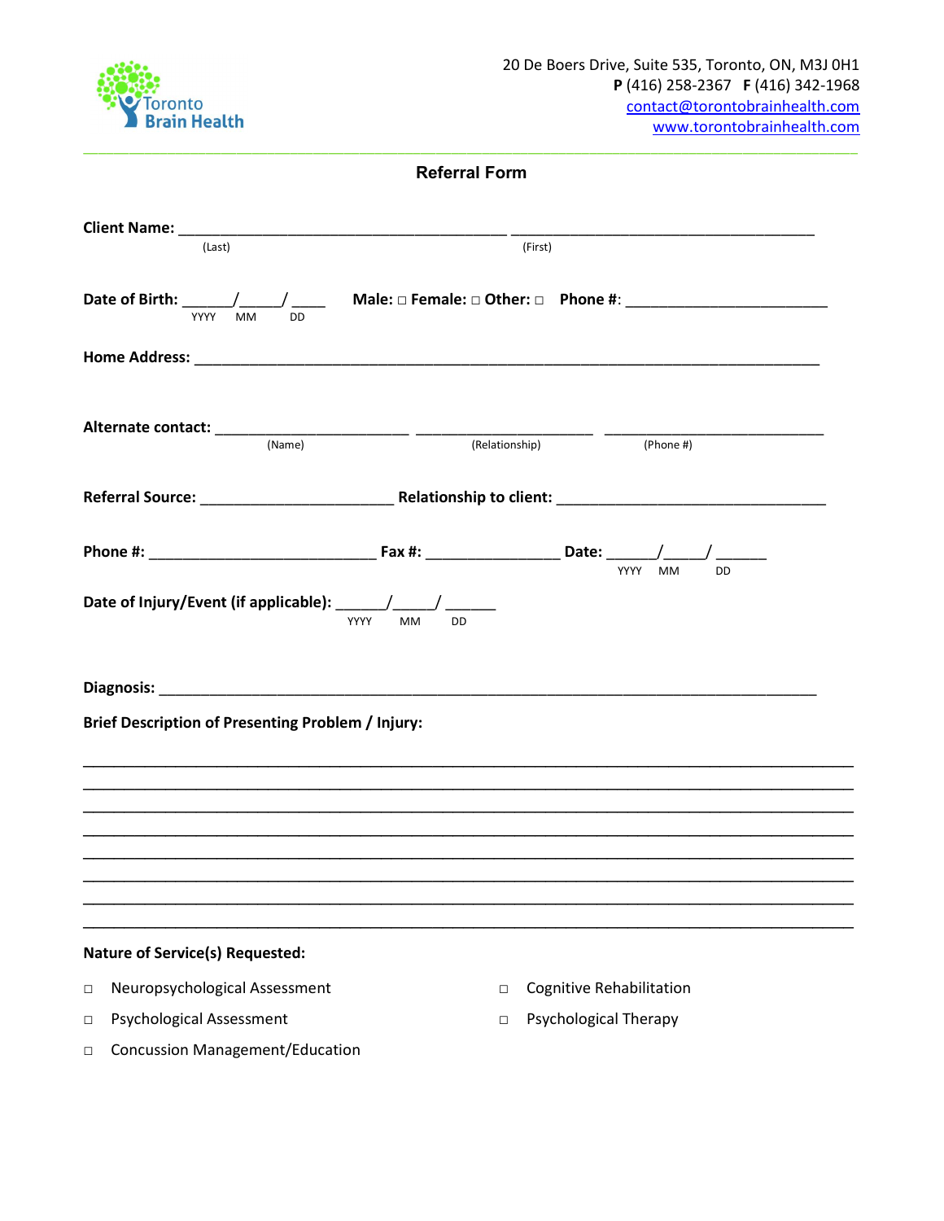Toronto Brain Health

20 De Boers Drive, Suite 535, Toronto, ON, M3J 0H1
**P** (416) 258-2367 **F** (416) 342-1968
contact@torontobrainhealth.com
www.torontobrainhealth.com

## Referral Form

**Client Name:** ________________________________________ ____________________________________
(Last) (First)

**Date of Birth:** ______/_____/ ____ **Male:** □ **Female:** □ **Other:** □ **Phone #**: ________________________
YYYY MM DD

**Home Address:** ____________________________________________________________________________

**Alternate contact:** _______________________ _____________________ ___________________________
(Name) (Relationship) (Phone #)

**Referral Source:** _______________________ **Relationship to client:** ________________________________

**Phone #:** ___________________________ **Fax #:** ________________ **Date:** ______/_____/ ______
YYYY MM DD

**Date of Injury/Event (if applicable):** ______/_____/ ______
YYYY MM DD

**Diagnosis:** ______________________________________________________________________________

**Brief Description of Presenting Problem / Injury:**

____________________________________________________________________________________________
____________________________________________________________________________________________
____________________________________________________________________________________________
____________________________________________________________________________________________
____________________________________________________________________________________________
____________________________________________________________________________________________
____________________________________________________________________________________________
____________________________________________________________________________________________

**Nature of Service(s) Requested:**

□ Neuropsychological Assessment

□ Psychological Assessment

□ Concussion Management/Education

□ Cognitive Rehabilitation

□ Psychological Therapy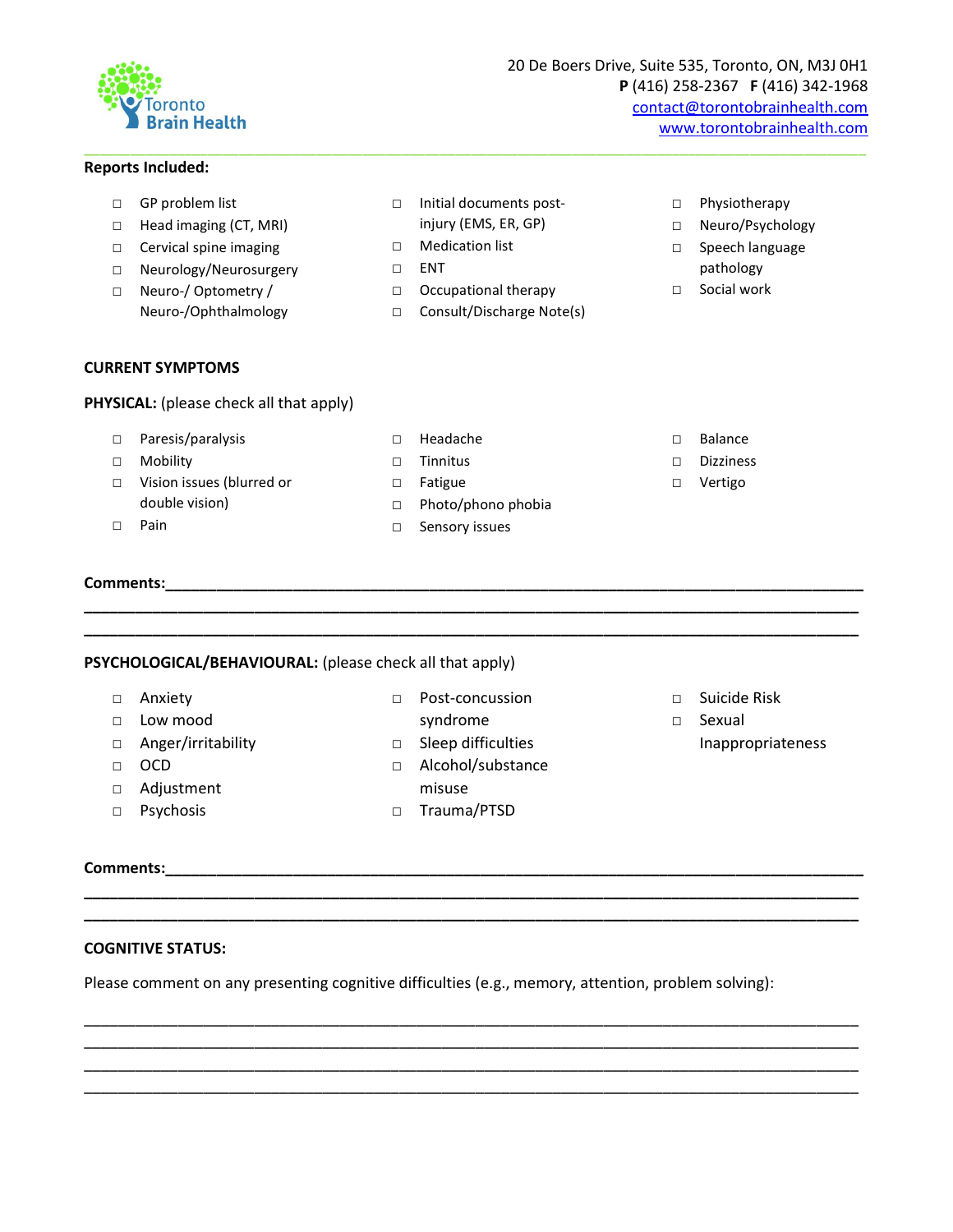Toronto Brain Health

20 De Boers Drive, Suite 535, Toronto, ON, M3J 0H1
**P** (416) 258-2367 **F** (416) 342-1968
contact@torontobrainhealth.com
www.torontobrainhealth.com

**Reports Included:**

- ☐ GP problem list
- ☐ Head imaging (CT, MRI)
- ☐ Cervical spine imaging
- ☐ Neurology/Neurosurgery
- ☐ Neuro-/ Optometry / Neuro-/Ophthalmology
- ☐ Initial documents post-injury (EMS, ER, GP)
- ☐ Medication list
- ☐ ENT
- ☐ Occupational therapy
- ☐ Consult/Discharge Note(s)
- ☐ Physiotherapy
- ☐ Neuro/Psychology
- ☐ Speech language pathology
- ☐ Social work

**CURRENT SYMPTOMS**

**PHYSICAL:** (please check all that apply)

- ☐ Paresis/paralysis
- ☐ Mobility
- ☐ Vision issues (blurred or double vision)
- ☐ Pain
- ☐ Headache
- ☐ Tinnitus
- ☐ Fatigue
- ☐ Photo/phono phobia
- ☐ Sensory issues
- ☐ Balance
- ☐ Dizziness
- ☐ Vertigo

**Comments:**_______________________________________________________________________________

_________________________________________________________________________________________

_________________________________________________________________________________________

**PSYCHOLOGICAL/BEHAVIOURAL:** (please check all that apply)

- ☐ Anxiety
- ☐ Low mood
- ☐ Anger/irritability
- ☐ OCD
- ☐ Adjustment
- ☐ Psychosis
- ☐ Post-concussion syndrome
- ☐ Sleep difficulties
- ☐ Alcohol/substance misuse
- ☐ Trauma/PTSD
- ☐ Suicide Risk
- ☐ Sexual Inappropriateness

**Comments:**_______________________________________________________________________________

_________________________________________________________________________________________

_________________________________________________________________________________________

**COGNITIVE STATUS:**

Please comment on any presenting cognitive difficulties (e.g., memory, attention, problem solving):

_________________________________________________________________________________________

_________________________________________________________________________________________

_________________________________________________________________________________________

_________________________________________________________________________________________